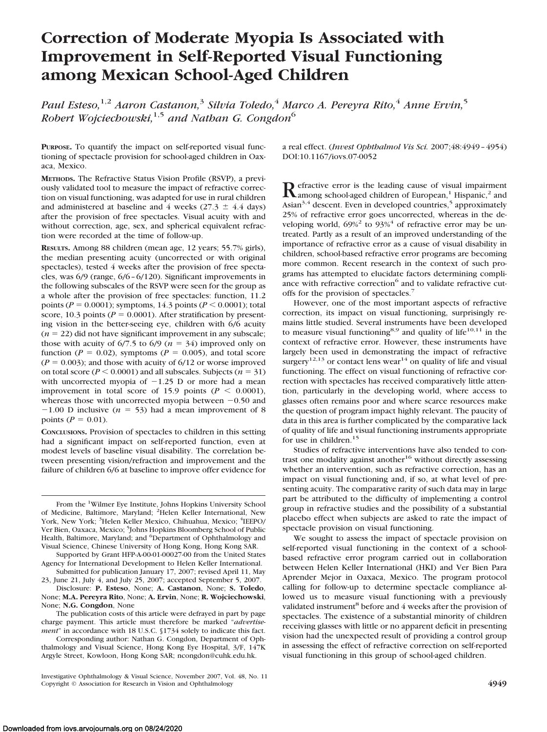# Correction of Moderate Myopia Is Associated with Improvement in Self-Reported Visual Functioning among Mexican School-Aged Children

*Paul Esteso,[1,2] Aaron Castanon,[3] Silvia Toledo,[4] Marco A. Pereyra Rito,[4] Anne Ervin,[5] Robert Wojciechowski,[1,5] and Nathan G. Congdon[6]*

**PURPOSE.** To quantify the impact on self-reported visual functioning of spectacle provision for school-aged children in Oaxaca, Mexico.

**METHODS.** The Refractive Status Vision Profile (RSVP), a previously validated tool to measure the impact of refractive correction on visual functioning, was adapted for use in rural children and administered at baseline and 4 weeks (27.3 ± 4.4 days) after the provision of free spectacles. Visual acuity with and without correction, age, sex, and spherical equivalent refraction were recorded at the time of follow-up.

**RESULTS.** Among 88 children (mean age, 12 years; 55.7% girls), the median presenting acuity (uncorrected or with original spectacles), tested 4 weeks after the provision of free spectacles, was 6/9 (range, 6/6–6/120). Significant improvements in the following subscales of the RSVP were seen for the group as a whole after the provision of free spectacles: function, 11.2 points ($P = 0.0001$); symptoms, 14.3 points ($P < 0.0001$); total score, 10.3 points ($P = 0.0001$). After stratification by presenting vision in the better-seeing eye, children with 6/6 acuity ($n = 22$) did not have significant improvement in any subscale; those with acuity of 6/7.5 to 6/9 ($n = 34$) improved only on function ($P = 0.02$), symptoms ($P = 0.005$), and total score ($P = 0.003$); and those with acuity of 6/12 or worse improved on total score ($P < 0.0001$) and all subscales. Subjects ($n = 31$) with uncorrected myopia of −1.25 D or more had a mean improvement in total score of 15.9 points ($P < 0.0001$), whereas those with uncorrected myopia between −0.50 and −1.00 D inclusive ($n = 53$) had a mean improvement of 8 points ($P = 0.01$).

**CONCLUSIONS.** Provision of spectacles to children in this setting had a significant impact on self-reported function, even at modest levels of baseline visual disability. The correlation between presenting vision/refraction and improvement and the failure of children 6/6 at baseline to improve offer evidence for a real effect. (*Invest Ophthalmol Vis Sci.* 2007;48:4949–4954) DOI:10.1167/iovs.07-0052

From the [1]Wilmer Eye Institute, Johns Hopkins University School of Medicine, Baltimore, Maryland; [2]Helen Keller International, New York, New York; [3]Helen Keller Mexico, Chihuahua, Mexico; [4]IEEPO/Ver Bien, Oaxaca, Mexico; [5]Johns Hopkins Bloomberg School of Public Health, Baltimore, Maryland; and [6]Department of Ophthalmology and Visual Science, Chinese University of Hong Kong, Hong Kong SAR.

Supported by Grant HFP-A-00-01-00027-00 from the United States Agency for International Development to Helen Keller International.

Submitted for publication January 17, 2007; revised April 11, May 23, June 21, July 4, and July 25, 2007; accepted September 5, 2007.

Disclosure: **P. Esteso**, None; **A. Castanon**, None; **S. Toledo**, None; **M.A. Pereyra Rito**, None; **A. Ervin**, None; **R. Wojciechowski**, None; **N.G. Congdon**, None

The publication costs of this article were defrayed in part by page charge payment. This article must therefore be marked "*advertisement*" in accordance with 18 U.S.C. §1734 solely to indicate this fact.

Corresponding author: Nathan G. Congdon, Department of Ophthalmology and Visual Science, Hong Kong Eye Hospital, 3/F, 147K Argyle Street, Kowloon, Hong Kong SAR; ncongdon@cuhk.edu.hk.

Refractive error is the leading cause of visual impairment among school-aged children of European,[1] Hispanic,[2] and Asian[3,4] descent. Even in developed countries,[5] approximately 25% of refractive error goes uncorrected, whereas in the developing world, 69%[2] to 93%[4] of refractive error may be untreated. Partly as a result of an improved understanding of the importance of refractive error as a cause of visual disability in children, school-based refractive error programs are becoming more common. Recent research in the context of such programs has attempted to elucidate factors determining compliance with refractive correction[6] and to validate refractive cutoffs for the provision of spectacles.[7]

However, one of the most important aspects of refractive correction, its impact on visual functioning, surprisingly remains little studied. Several instruments have been developed to measure visual functioning[8,9] and quality of life[10,11] in the context of refractive error. However, these instruments have largely been used in demonstrating the impact of refractive surgery[12,13] or contact lens wear[14] on quality of life and visual functioning. The effect on visual functioning of refractive correction with spectacles has received comparatively little attention, particularly in the developing world, where access to glasses often remains poor and where scarce resources make the question of program impact highly relevant. The paucity of data in this area is further complicated by the comparative lack of quality of life and visual functioning instruments appropriate for use in children.[15]

Studies of refractive interventions have also tended to contrast one modality against another[16] without directly assessing whether an intervention, such as refractive correction, has an impact on visual functioning and, if so, at what level of presenting acuity. The comparative rarity of such data may in large part be attributed to the difficulty of implementing a control group in refractive studies and the possibility of a substantial placebo effect when subjects are asked to rate the impact of spectacle provision on visual functioning.

We sought to assess the impact of spectacle provision on self-reported visual functioning in the context of a school-based refractive error program carried out in collaboration between Helen Keller International (HKI) and Ver Bien Para Aprender Mejor in Oaxaca, Mexico. The program protocol calling for follow-up to determine spectacle compliance allowed us to measure visual functioning with a previously validated instrument[8] before and 4 weeks after the provision of spectacles. The existence of a substantial minority of children receiving glasses with little or no apparent deficit in presenting vision had the unexpected result of providing a control group in assessing the effect of refractive correction on self-reported visual functioning in this group of school-aged children.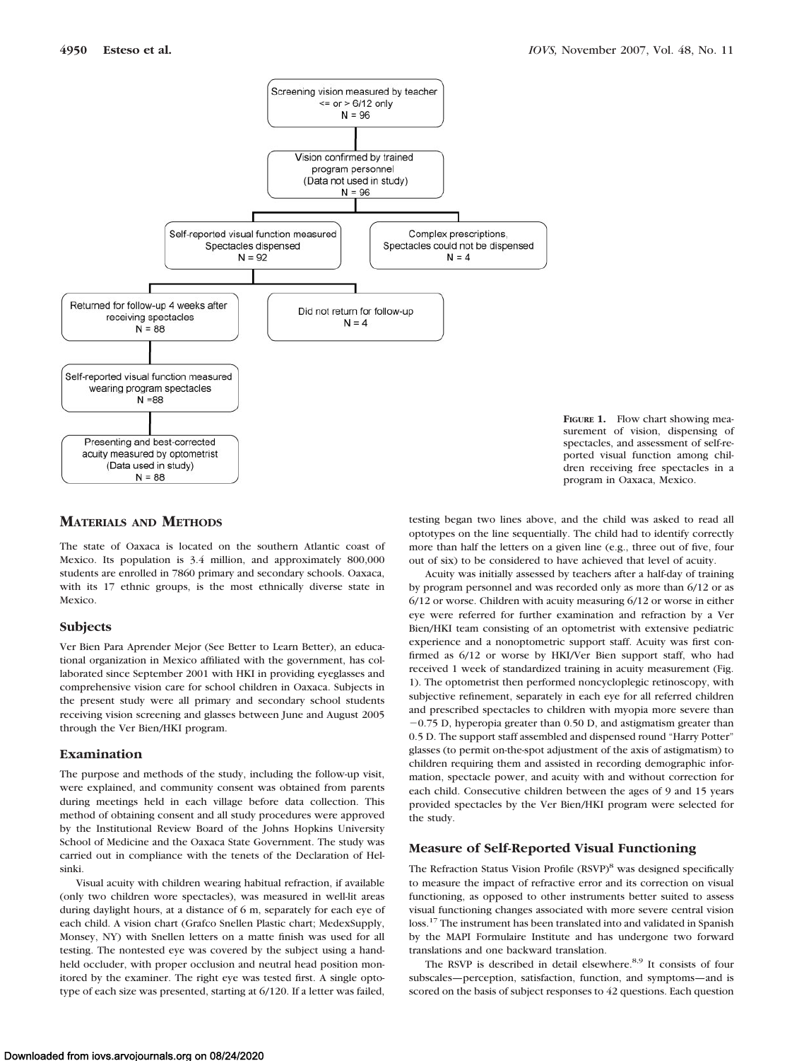Screening vision measured by teacher
<= or > 6/12 only
N = 96

Vision confirmed by trained program personnel
(Data not used in study)
N = 96

Self-reported visual function measured
Spectacles dispensed
N = 92

Complex prescriptions,
Spectacles could not be dispensed
N = 4

Returned for follow-up 4 weeks after receiving spectacles
N = 88

Did not return for follow-up
N = 4

Self-reported visual function measured wearing program spectacles
N =88

Presenting and best-corrected acuity measured by optometrist
(Data used in study)
N = 88

**FIGURE 1.** Flow chart showing measurement of vision, dispensing of spectacles, and assessment of self-reported visual function among children receiving free spectacles in a program in Oaxaca, Mexico.

## MATERIALS AND METHODS

The state of Oaxaca is located on the southern Atlantic coast of Mexico. Its population is 3.4 million, and approximately 800,000 students are enrolled in 7860 primary and secondary schools. Oaxaca, with its 17 ethnic groups, is the most ethnically diverse state in Mexico.

### Subjects

Ver Bien Para Aprender Mejor (See Better to Learn Better), an educational organization in Mexico affiliated with the government, has collaborated since September 2001 with HKI in providing eyeglasses and comprehensive vision care for school children in Oaxaca. Subjects in the present study were all primary and secondary school students receiving vision screening and glasses between June and August 2005 through the Ver Bien/HKI program.

### Examination

The purpose and methods of the study, including the follow-up visit, were explained, and community consent was obtained from parents during meetings held in each village before data collection. This method of obtaining consent and all study procedures were approved by the Institutional Review Board of the Johns Hopkins University School of Medicine and the Oaxaca State Government. The study was carried out in compliance with the tenets of the Declaration of Helsinki.

Visual acuity with children wearing habitual refraction, if available (only two children wore spectacles), was measured in well-lit areas during daylight hours, at a distance of 6 m, separately for each eye of each child. A vision chart (Grafco Snellen Plastic chart; MedexSupply, Monsey, NY) with Snellen letters on a matte finish was used for all testing. The nontested eye was covered by the subject using a handheld occluder, with proper occlusion and neutral head position monitored by the examiner. The right eye was tested first. A single optotype of each size was presented, starting at 6/120. If a letter was failed, testing began two lines above, and the child was asked to read all optotypes on the line sequentially. The child had to identify correctly more than half the letters on a given line (e.g., three out of five, four out of six) to be considered to have achieved that level of acuity.

Acuity was initially assessed by teachers after a half-day of training by program personnel and was recorded only as more than 6/12 or as 6/12 or worse. Children with acuity measuring 6/12 or worse in either eye were referred for further examination and refraction by a Ver Bien/HKI team consisting of an optometrist with extensive pediatric experience and a nonoptometric support staff. Acuity was first confirmed as 6/12 or worse by HKI/Ver Bien support staff, who had received 1 week of standardized training in acuity measurement (Fig. 1). The optometrist then performed noncycloplegic retinoscopy, with subjective refinement, separately in each eye for all referred children and prescribed spectacles to children with myopia more severe than −0.75 D, hyperopia greater than 0.50 D, and astigmatism greater than 0.5 D. The support staff assembled and dispensed round "Harry Potter" glasses (to permit on-the-spot adjustment of the axis of astigmatism) to children requiring them and assisted in recording demographic information, spectacle power, and acuity with and without correction for each child. Consecutive children between the ages of 9 and 15 years provided spectacles by the Ver Bien/HKI program were selected for the study.

### Measure of Self-Reported Visual Functioning

The Refraction Status Vision Profile (RSVP)[8] was designed specifically to measure the impact of refractive error and its correction on visual functioning, as opposed to other instruments better suited to assess visual functioning changes associated with more severe central vision loss.[17] The instrument has been translated into and validated in Spanish by the MAPI Formulaire Institute and has undergone two forward translations and one backward translation.

The RSVP is described in detail elsewhere.[8,9] It consists of four subscales—perception, satisfaction, function, and symptoms—and is scored on the basis of subject responses to 42 questions. Each question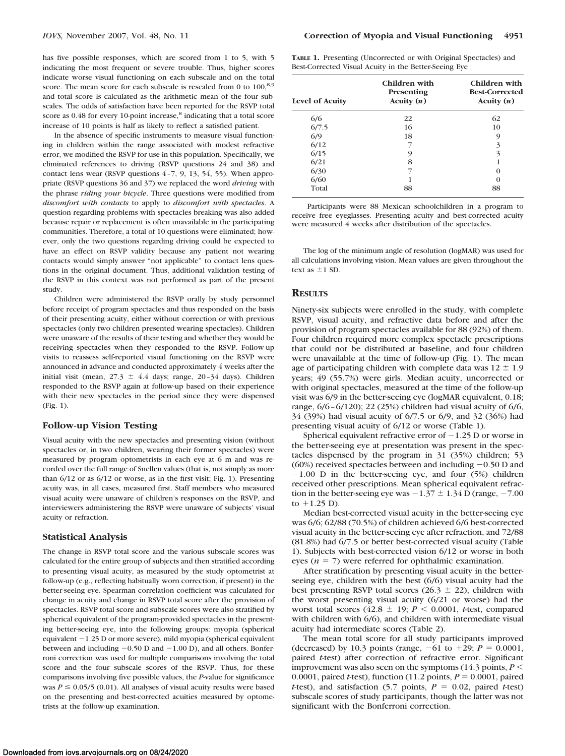has five possible responses, which are scored from 1 to 5, with 5 indicating the most frequent or severe trouble. Thus, higher scores indicate worse visual functioning on each subscale and on the total score. The mean score for each subscale is rescaled from 0 to 100,[8,9] and total score is calculated as the arithmetic mean of the four subscales. The odds of satisfaction have been reported for the RSVP total score as 0.48 for every 10-point increase,[8] indicating that a total score increase of 10 points is half as likely to reflect a satisfied patient.

In the absence of specific instruments to measure visual functioning in children within the range associated with modest refractive error, we modified the RSVP for use in this population. Specifically, we eliminated references to driving (RSVP questions 24 and 38) and contact lens wear (RSVP questions 4–7, 9, 13, 54, 55). When appropriate (RSVP questions 36 and 37) we replaced the word *driving* with the phrase *riding your bicycle*. Three questions were modified from *discomfort with contacts* to apply to *discomfort with spectacles*. A question regarding problems with spectacles breaking was also added because repair or replacement is often unavailable in the participating communities. Therefore, a total of 10 questions were eliminated; however, only the two questions regarding driving could be expected to have an effect on RSVP validity because any patient not wearing contacts would simply answer "not applicable" to contact lens questions in the original document. Thus, additional validation testing of the RSVP in this context was not performed as part of the present study.

Children were administered the RSVP orally by study personnel before receipt of program spectacles and thus responded on the basis of their presenting acuity, either without correction or with previous spectacles (only two children presented wearing spectacles). Children were unaware of the results of their testing and whether they would be receiving spectacles when they responded to the RSVP. Follow-up visits to reassess self-reported visual functioning on the RSVP were announced in advance and conducted approximately 4 weeks after the initial visit (mean, 27.3 ± 4.4 days; range, 20–34 days). Children responded to the RSVP again at follow-up based on their experience with their new spectacles in the period since they were dispensed (Fig. 1).

### Follow-up Vision Testing

Visual acuity with the new spectacles and presenting vision (without spectacles or, in two children, wearing their former spectacles) were measured by program optometrists in each eye at 6 m and was recorded over the full range of Snellen values (that is, not simply as more than 6/12 or as 6/12 or worse, as in the first visit; Fig. 1). Presenting acuity was, in all cases, measured first. Staff members who measured visual acuity were unaware of children's responses on the RSVP, and interviewers administering the RSVP were unaware of subjects' visual acuity or refraction.

### Statistical Analysis

The change in RSVP total score and the various subscale scores was calculated for the entire group of subjects and then stratified according to presenting visual acuity, as measured by the study optometrist at follow-up (e.g., reflecting habitually worn correction, if present) in the better-seeing eye. Spearman correlation coefficient was calculated for change in acuity and change in RSVP total score after the provision of spectacles. RSVP total score and subscale scores were also stratified by spherical equivalent of the program-provided spectacles in the presenting better-seeing eye, into the following groups: myopia (spherical equivalent −1.25 D or more severe), mild myopia (spherical equivalent between and including −0.50 D and −1.00 D), and all others. Bonferroni correction was used for multiple comparisons involving the total score and the four subscale scores of the RSVP. Thus, for these comparisons involving five possible values, the *P*-value for significance was $P \leq 0.05/5$ (0.01). All analyses of visual acuity results were based on the presenting and best-corrected acuities measured by optometrists at the follow-up examination.

**Table 1.** Presenting (Uncorrected or with Original Spectacles) and Best-Corrected Visual Acuity in the Better-Seeing Eye

| Level of Acuity | Children with Presenting Acuity (*n*) | Children with Best-Corrected Acuity (*n*) |
|---|---|---|
| 6/6 | 22 | 62 |
| 6/7.5 | 16 | 10 |
| 6/9 | 18 | 9 |
| 6/12 | 7 | 3 |
| 6/15 | 9 | 3 |
| 6/21 | 8 | 1 |
| 6/30 | 7 | 0 |
| 6/60 | 1 | 0 |
| Total | 88 | 88 |

Participants were 88 Mexican schoolchildren in a program to receive free eyeglasses. Presenting acuity and best-corrected acuity were measured 4 weeks after distribution of the spectacles.

The log of the minimum angle of resolution (logMAR) was used for all calculations involving vision. Mean values are given throughout the text as ±1 SD.

## Results

Ninety-six subjects were enrolled in the study, with complete RSVP, visual acuity, and refractive data before and after the provision of program spectacles available for 88 (92%) of them. Four children required more complex spectacle prescriptions that could not be distributed at baseline, and four children were unavailable at the time of follow-up (Fig. 1). The mean age of participating children with complete data was 12 ± 1.9 years; 49 (55.7%) were girls. Median acuity, uncorrected or with original spectacles, measured at the time of the follow-up visit was 6/9 in the better-seeing eye (logMAR equivalent, 0.18; range, 6/6–6/120); 22 (25%) children had visual acuity of 6/6, 34 (39%) had visual acuity of 6/7.5 or 6/9, and 32 (36%) had presenting visual acuity of 6/12 or worse (Table 1).

Spherical equivalent refractive error of −1.25 D or worse in the better-seeing eye at presentation was present in the spectacles dispensed by the program in 31 (35%) children; 53 (60%) received spectacles between and including −0.50 D and −1.00 D in the better-seeing eye, and four (5%) children received other prescriptions. Mean spherical equivalent refraction in the better-seeing eye was −1.37 ± 1.34 D (range, −7.00 to +1.25 D).

Median best-corrected visual acuity in the better-seeing eye was 6/6; 62/88 (70.5%) of children achieved 6/6 best-corrected visual acuity in the better-seeing eye after refraction, and 72/88 (81.8%) had 6/7.5 or better best-corrected visual acuity (Table 1). Subjects with best-corrected vision 6/12 or worse in both eyes ($n = 7$) were referred for ophthalmic examination.

After stratification by presenting visual acuity in the better-seeing eye, children with the best (6/6) visual acuity had the best presenting RSVP total scores (26.3 ± 22), children with the worst presenting visual acuity (6/21 or worse) had the worst total scores (42.8 ± 19; $P < 0.0001$, *t*-test, compared with children with 6/6), and children with intermediate visual acuity had intermediate scores (Table 2).

The mean total score for all study participants improved (decreased) by 10.3 points (range, −61 to +29; $P = 0.0001$, paired *t*-test) after correction of refractive error. Significant improvement was also seen on the symptoms (14.3 points, $P < 0.0001$, paired *t*-test), function (11.2 points, $P = 0.0001$, paired *t*-test), and satisfaction (5.7 points, $P = 0.02$, paired *t*-test) subscale scores of study participants, though the latter was not significant with the Bonferroni correction.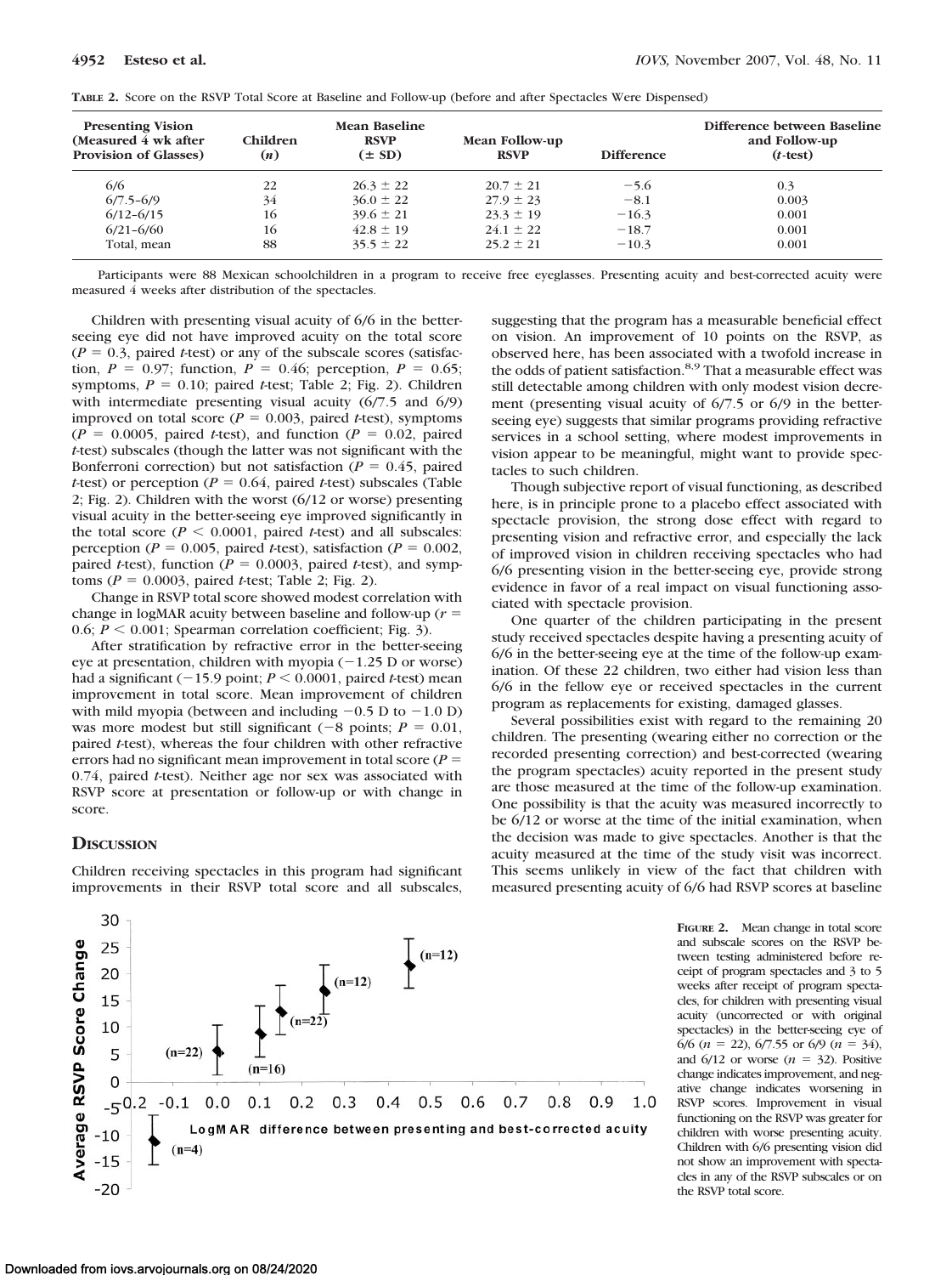**TABLE 2.** Score on the RSVP Total Score at Baseline and Follow-up (before and after Spectacles Were Dispensed)

| Presenting Vision (Measured 4 wk after Provision of Glasses) | Children (*n*) | Mean Baseline RSVP (± SD) | Mean Follow-up RSVP | Difference | Difference between Baseline and Follow-up (*t*-test) |
|---|---|---|---|---|---|
| 6/6 | 22 | 26.3 ± 22 | 20.7 ± 21 | −5.6 | 0.3 |
| 6/7.5–6/9 | 34 | 36.0 ± 22 | 27.9 ± 23 | −8.1 | 0.003 |
| 6/12–6/15 | 16 | 39.6 ± 21 | 23.3 ± 19 | −16.3 | 0.001 |
| 6/21–6/60 | 16 | 42.8 ± 19 | 24.1 ± 22 | −18.7 | 0.001 |
| Total, mean | 88 | 35.5 ± 22 | 25.2 ± 21 | −10.3 | 0.001 |

Participants were 88 Mexican schoolchildren in a program to receive free eyeglasses. Presenting acuity and best-corrected acuity were measured 4 weeks after distribution of the spectacles.

Children with presenting visual acuity of 6/6 in the better-seeing eye did not have improved acuity on the total score ($P = 0.3$, paired *t*-test) or any of the subscale scores (satisfaction, $P = 0.97$; function, $P = 0.46$; perception, $P = 0.65$; symptoms, $P = 0.10$; paired *t*-test; Table 2; Fig. 2). Children with intermediate presenting visual acuity (6/7.5 and 6/9) improved on total score ($P = 0.003$, paired *t*-test), symptoms ($P = 0.0005$, paired *t*-test), and function ($P = 0.02$, paired *t*-test) subscales (though the latter was not significant with the Bonferroni correction) but not satisfaction ($P = 0.45$, paired *t*-test) or perception ($P = 0.64$, paired *t*-test) subscales (Table 2; Fig. 2). Children with the worst (6/12 or worse) presenting visual acuity in the better-seeing eye improved significantly in the total score ($P < 0.0001$, paired *t*-test) and all subscales: perception ($P = 0.005$, paired *t*-test), satisfaction ($P = 0.002$, paired *t*-test), function ($P = 0.0003$, paired *t*-test), and symptoms ($P = 0.0003$, paired *t*-test; Table 2; Fig. 2).

Change in RSVP total score showed modest correlation with change in logMAR acuity between baseline and follow-up ($r = 0.6$; $P < 0.001$; Spearman correlation coefficient; Fig. 3).

After stratification by refractive error in the better-seeing eye at presentation, children with myopia (−1.25 D or worse) had a significant (−15.9 point; $P < 0.0001$, paired *t*-test) mean improvement in total score. Mean improvement of children with mild myopia (between and including −0.5 D to −1.0 D) was more modest but still significant (−8 points; $P = 0.01$, paired *t*-test), whereas the four children with other refractive errors had no significant mean improvement in total score ($P = 0.74$, paired *t*-test). Neither age nor sex was associated with RSVP score at presentation or follow-up or with change in score.

## DISCUSSION

Children receiving spectacles in this program had significant improvements in their RSVP total score and all subscales, suggesting that the program has a measurable beneficial effect on vision. An improvement of 10 points on the RSVP, as observed here, has been associated with a twofold increase in the odds of patient satisfaction.[8,9] That a measurable effect was still detectable among children with only modest vision decrement (presenting visual acuity of 6/7.5 or 6/9 in the better-seeing eye) suggests that similar programs providing refractive services in a school setting, where modest improvements in vision appear to be meaningful, might want to provide spectacles to such children.

Though subjective report of visual functioning, as described here, is in principle prone to a placebo effect associated with spectacle provision, the strong dose effect with regard to presenting vision and refractive error, and especially the lack of improved vision in children receiving spectacles who had 6/6 presenting vision in the better-seeing eye, provide strong evidence in favor of a real impact on visual functioning associated with spectacle provision.

One quarter of the children participating in the present study received spectacles despite having a presenting acuity of 6/6 in the better-seeing eye at the time of the follow-up examination. Of these 22 children, two either had vision less than 6/6 in the fellow eye or received spectacles in the current program as replacements for existing, damaged glasses.

Several possibilities exist with regard to the remaining 20 children. The presenting (wearing either no correction or the recorded presenting correction) and best-corrected (wearing the program spectacles) acuity reported in the present study are those measured at the time of the follow-up examination. One possibility is that the acuity was measured incorrectly to be 6/12 or worse at the time of the initial examination, when the decision was made to give spectacles. Another is that the acuity measured at the time of the study visit was incorrect. This seems unlikely in view of the fact that children with measured presenting acuity of 6/6 had RSVP scores at baseline

**FIGURE 2.** Mean change in total score and subscale scores on the RSVP between testing administered before receipt of program spectacles and 3 to 5 weeks after receipt of program spectacles, for children with presenting visual acuity (uncorrected or with original spectacles) in the better-seeing eye of 6/6 ($n = 22$), 6/7.55 or 6/9 ($n = 34$), and 6/12 or worse ($n = 32$). Positive change indicates improvement, and negative change indicates worsening in RSVP scores. Improvement in visual functioning on the RSVP was greater for children with worse presenting acuity. Children with 6/6 presenting vision did not show an improvement with spectacles in any of the RSVP subscales or on the RSVP total score.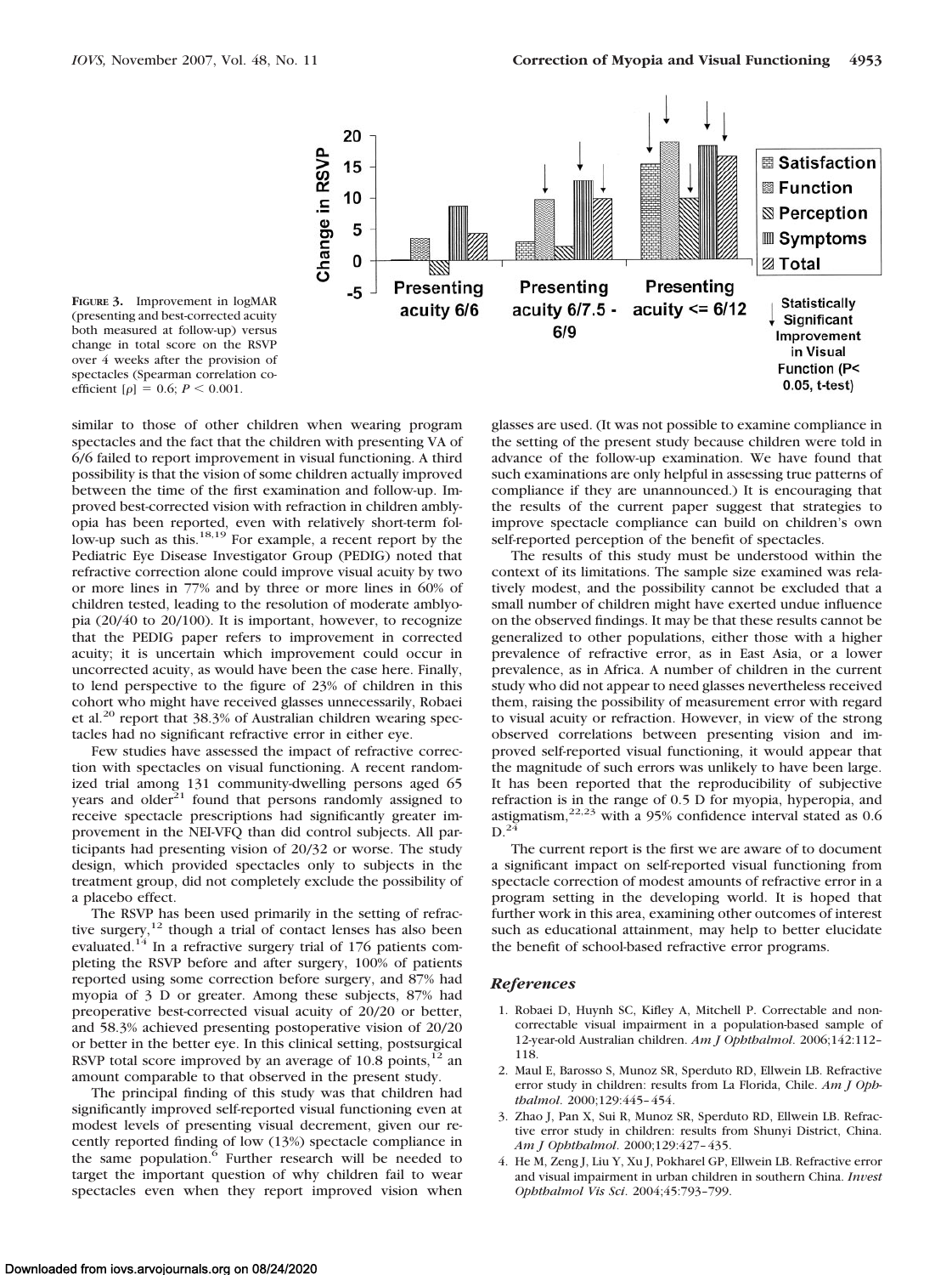**FIGURE 3.** Improvement in logMAR (presenting and best-corrected acuity both measured at follow-up) versus change in total score on the RSVP over 4 weeks after the provision of spectacles (Spearman correlation coefficient [$\rho$] = 0.6; $P < 0.001$.

similar to those of other children when wearing program spectacles and the fact that the children with presenting VA of 6/6 failed to report improvement in visual functioning. A third possibility is that the vision of some children actually improved between the time of the first examination and follow-up. Improved best-corrected vision with refraction in children amblyopia has been reported, even with relatively short-term follow-up such as this.[18,19] For example, a recent report by the Pediatric Eye Disease Investigator Group (PEDIG) noted that refractive correction alone could improve visual acuity by two or more lines in 77% and by three or more lines in 60% of children tested, leading to the resolution of moderate amblyopia (20/40 to 20/100). It is important, however, to recognize that the PEDIG paper refers to improvement in corrected acuity; it is uncertain which improvement could occur in uncorrected acuity, as would have been the case here. Finally, to lend perspective to the figure of 23% of children in this cohort who might have received glasses unnecessarily, Robaei et al.[20] report that 38.3% of Australian children wearing spectacles had no significant refractive error in either eye.

Few studies have assessed the impact of refractive correction with spectacles on visual functioning. A recent randomized trial among 131 community-dwelling persons aged 65 years and older[21] found that persons randomly assigned to receive spectacle prescriptions had significantly greater improvement in the NEI-VFQ than did control subjects. All participants had presenting vision of 20/32 or worse. The study design, which provided spectacles only to subjects in the treatment group, did not completely exclude the possibility of a placebo effect.

The RSVP has been used primarily in the setting of refractive surgery,[12] though a trial of contact lenses has also been evaluated.[14] In a refractive surgery trial of 176 patients completing the RSVP before and after surgery, 100% of patients reported using some correction before surgery, and 87% had myopia of 3 D or greater. Among these subjects, 87% had preoperative best-corrected visual acuity of 20/20 or better, and 58.3% achieved presenting postoperative vision of 20/20 or better in the better eye. In this clinical setting, postsurgical RSVP total score improved by an average of 10.8 points,[12] an amount comparable to that observed in the present study.

The principal finding of this study was that children had significantly improved self-reported visual functioning even at modest levels of presenting visual decrement, given our recently reported finding of low (13%) spectacle compliance in the same population.[6] Further research will be needed to target the important question of why children fail to wear spectacles even when they report improved vision when glasses are used. (It was not possible to examine compliance in the setting of the present study because children were told in advance of the follow-up examination. We have found that such examinations are only helpful in assessing true patterns of compliance if they are unannounced.) It is encouraging that the results of the current paper suggest that strategies to improve spectacle compliance can build on children's own self-reported perception of the benefit of spectacles.

The results of this study must be understood within the context of its limitations. The sample size examined was relatively modest, and the possibility cannot be excluded that a small number of children might have exerted undue influence on the observed findings. It may be that these results cannot be generalized to other populations, either those with a higher prevalence of refractive error, as in East Asia, or a lower prevalence, as in Africa. A number of children in the current study who did not appear to need glasses nevertheless received them, raising the possibility of measurement error with regard to visual acuity or refraction. However, in view of the strong observed correlations between presenting vision and improved self-reported visual functioning, it would appear that the magnitude of such errors was unlikely to have been large. It has been reported that the reproducibility of subjective refraction is in the range of 0.5 D for myopia, hyperopia, and astigmatism,[22,23] with a 95% confidence interval stated as 0.6 D.[24]

The current report is the first we are aware of to document a significant impact on self-reported visual functioning from spectacle correction of modest amounts of refractive error in a program setting in the developing world. It is hoped that further work in this area, examining other outcomes of interest such as educational attainment, may help to better elucidate the benefit of school-based refractive error programs.

## *References*

1. Robaei D, Huynh SC, Kifley A, Mitchell P. Correctable and non-correctable visual impairment in a population-based sample of 12-year-old Australian children. *Am J Ophthalmol.* 2006;142:112–118.
2. Maul E, Barosso S, Munoz SR, Sperduto RD, Ellwein LB. Refractive error study in children: results from La Florida, Chile. *Am J Ophthalmol.* 2000;129:445–454.
3. Zhao J, Pan X, Sui R, Munoz SR, Sperduto RD, Ellwein LB. Refractive error study in children: results from Shunyi District, China. *Am J Ophthalmol.* 2000;129:427–435.
4. He M, Zeng J, Liu Y, Xu J, Pokharel GP, Ellwein LB. Refractive error and visual impairment in urban children in southern China. *Invest Ophthalmol Vis Sci.* 2004;45:793–799.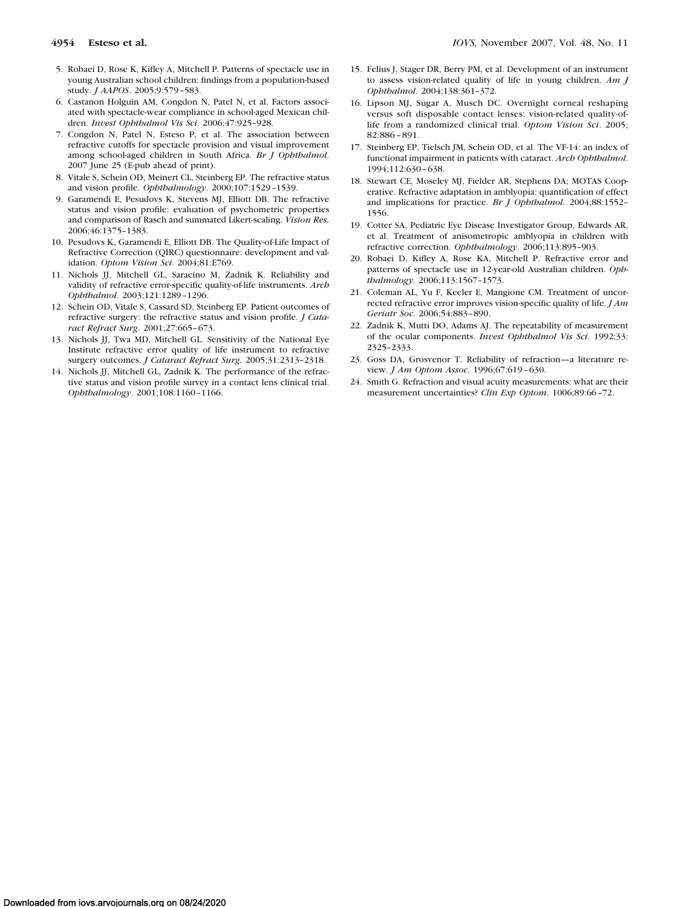5. Robaei D, Rose K, Kifley A, Mitchell P. Patterns of spectacle use in young Australian school children: findings from a population-based study. *J AAPOS*. 2005;9:579–583.
6. Castanon Holguin AM, Congdon N, Patel N, et al. Factors associated with spectacle-wear compliance in school-aged Mexican children. *Invest Ophthalmol Vis Sci*. 2006;47:925–928.
7. Congdon N, Patel N, Esteso P, et al. The association between refractive cutoffs for spectacle provision and visual improvement among school-aged children in South Africa. *Br J Ophthalmol*. 2007 June 25 (E-pub ahead of print).
8. Vitale S, Schein OD, Meinert CL, Steinberg EP. The refractive status and vision profile. *Ophthalmology*. 2000;107:1529–1539.
9. Garamendi E, Pesudovs K, Stevens MJ, Elliott DB. The refractive status and vision profile: evaluation of psychometric properties and comparison of Rasch and summated Likert-scaling. *Vision Res*. 2006;46:1375–1383.
10. Pesudovs K, Garamendi E, Elliott DB. The Quality-of-Life Impact of Refractive Correction (QIRC) questionnaire: development and validation. *Optom Vision Sci*. 2004;81:E769.
11. Nichols JJ, Mitchell GL, Saracino M, Zadnik K. Reliability and validity of refractive error-specific quality-of-life instruments. *Arch Ophthalmol*. 2003;121:1289–1296.
12. Schein OD, Vitale S, Cassard SD, Steinberg EP. Patient outcomes of refractive surgery: the refractive status and vision profile. *J Cataract Refract Surg*. 2001;27:665–673.
13. Nichols JJ, Twa MD, Mitchell GL. Sensitivity of the National Eye Institute refractive error quality of life instrument to refractive surgery outcomes. *J Cataract Refract Surg*. 2005;31:2313–2318.
14. Nichols JJ, Mitchell GL, Zadnik K. The performance of the refractive status and vision profile survey in a contact lens clinical trial. *Ophthalmology*. 2001;108:1160–1166.
15. Felius J, Stager DR, Berry PM, et al. Development of an instrument to assess vision-related quality of life in young children. *Am J Ophthalmol*. 2004;138:361–372.
16. Lipson MJ, Sugar A, Musch DC. Overnight corneal reshaping versus soft disposable contact lenses: vision-related quality-of-life from a randomized clinical trial. *Optom Vision Sci*. 2005; 82:886–891.
17. Steinberg EP, Tielsch JM, Schein OD, et al. The VF-14: an index of functional impairment in patients with cataract. *Arch Ophthalmol*. 1994;112:630–638.
18. Stewart CE, Moseley MJ, Fielder AR, Stephens DA; MOTAS Cooperative. Refractive adaptation in amblyopia: quantification of effect and implications for practice. *Br J Ophthalmol*. 2004;88:1552–1556.
19. Cotter SA, Pediatric Eye Disease Investigator Group, Edwards AR, et al. Treatment of anisometropic amblyopia in children with refractive correction. *Ophthalmology*. 2006;113:895–903.
20. Robaei D, Kifley A, Rose KA, Mitchell P. Refractive error and patterns of spectacle use in 12-year-old Australian children. *Ophthalmology*. 2006;113:1567–1573.
21. Coleman AL, Yu F, Keeler E, Mangione CM. Treatment of uncorrected refractive error improves vision-specific quality of life. *J Am Geriatr Soc*. 2006;54:883–890.
22. Zadnik K, Mutti DO, Adams AJ. The repeatability of measurement of the ocular components. *Invest Ophthalmol Vis Sci*. 1992;33: 2325–2333.
23. Goss DA, Grosvenor T. Reliability of refraction—a literature review. *J Am Optom Assoc*. 1996;67:619–630.
24. Smith G. Refraction and visual acuity measurements: what are their measurement uncertainties? *Clin Exp Optom*. 1006;89:66–72.